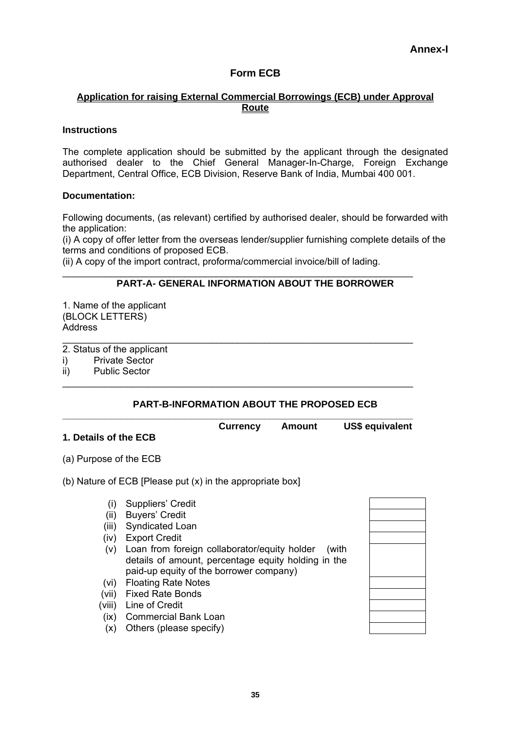**Annex-I**

# Form ECB

## Application for raising External Commercial Borrowings (ECB) under Approval Route

### Instructions

The complete application should be submitted by the applicant through the designated authorised dealer to the Chief General Manager-In-Charge, Foreign Exchange Department, Central Office, ECB Division, Reserve Bank of India, Mumbai 400 001.

### Documentation:

Following documents, (as relevant) certified by authorised dealer, should be forwarded with the application:

(i) A copy of offer letter from the overseas lender/supplier furnishing complete details of the terms and conditions of proposed ECB.

(ii) A copy of the import contract, proforma/commercial invoice/bill of lading.

---

## PART-A- GENERAL INFORMATION ABOUT THE BORROWER

1. Name of the applicant
(BLOCK LETTERS)
Address

---

2. Status of the applicant

i) Private Sector

ii) Public Sector

---

## PART-B-INFORMATION ABOUT THE PROPOSED ECB

| | Currency | Amount | US$ equivalent |
|---|---|---|---|
| **1. Details of the ECB** | | | |

(a) Purpose of the ECB

(b) Nature of ECB [Please put (x) in the appropriate box]

| | | |
|---|---|---|
| (i) | Suppliers' Credit | |
| (ii) | Buyers' Credit | |
| (iii) | Syndicated Loan | |
| (iv) | Export Credit | |
| (v) | Loan from foreign collaborator/equity holder (with details of amount, percentage equity holding in the paid-up equity of the borrower company) | |
| (vi) | Floating Rate Notes | |
| (vii) | Fixed Rate Bonds | |
| (viii) | Line of Credit | |
| (ix) | Commercial Bank Loan | |
| (x) | Others (please specify) | |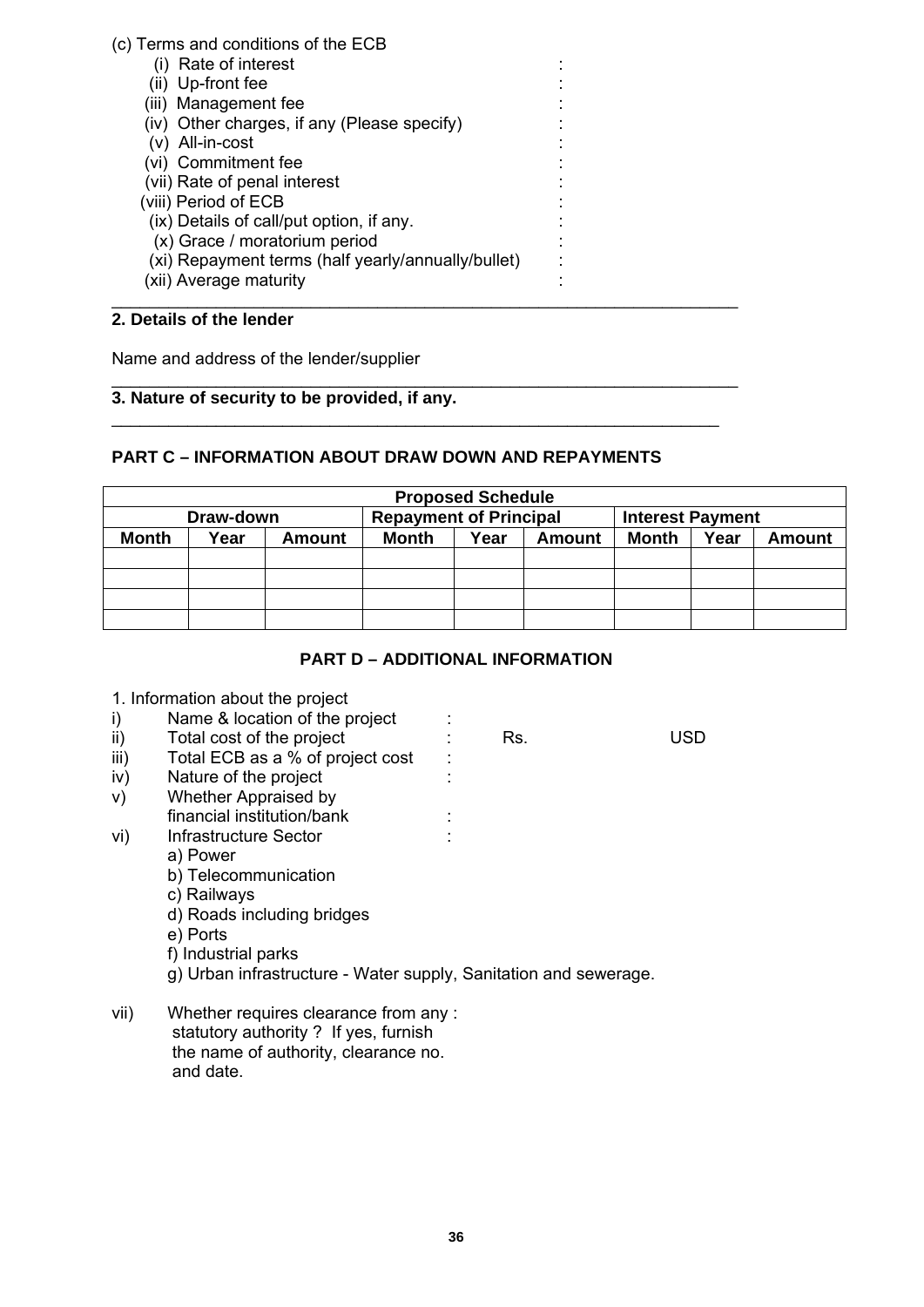(c) Terms and conditions of the ECB

- (i) Rate of interest :
- (ii) Up-front fee :
- (iii) Management fee :
- (iv) Other charges, if any (Please specify) :
- (v) All-in-cost :
- (vi) Commitment fee :
- (vii) Rate of penal interest :
- (viii) Period of ECB :
- (ix) Details of call/put option, if any. :
- (x) Grace / moratorium period :
- (xi) Repayment terms (half yearly/annually/bullet) :
- (xii) Average maturity :

---

**2. Details of the lender**

Name and address of the lender/supplier

---

**3. Nature of security to be provided, if any.**

---

**PART C – INFORMATION ABOUT DRAW DOWN AND REPAYMENTS**

| Proposed Schedule | | | | | | | | |
|---|---|---|---|---|---|---|---|---|
| Draw-down | | | Repayment of Principal | | | Interest Payment | | |
| Month | Year | Amount | Month | Year | Amount | Month | Year | Amount |
| | | | | | | | | |
| | | | | | | | | |
| | | | | | | | | |
| | | | | | | | | |

**PART D – ADDITIONAL INFORMATION**

1. Information about the project

- i) Name & location of the project :
- ii) Total cost of the project : Rs. USD
- iii) Total ECB as a % of project cost :
- iv) Nature of the project :
- v) Whether Appraised by financial institution/bank :
- vi) Infrastructure Sector :
  - a) Power
  - b) Telecommunication
  - c) Railways
  - d) Roads including bridges
  - e) Ports
  - f) Industrial parks
  - g) Urban infrastructure - Water supply, Sanitation and sewerage.
- vii) Whether requires clearance from any : statutory authority ? If yes, furnish the name of authority, clearance no. and date.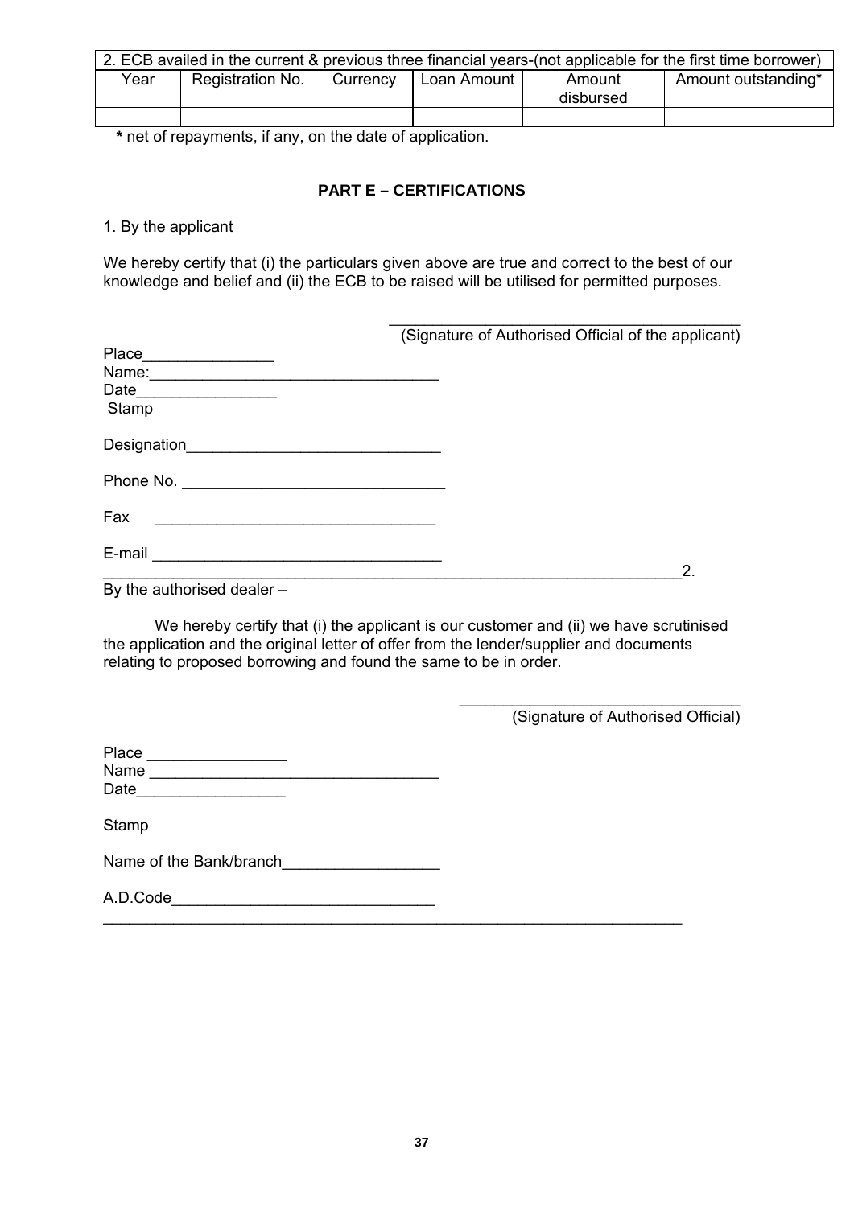| 2. ECB availed in the current & previous three financial years-(not applicable for the first time borrower) | | | | | |
|---|---|---|---|---|---|
| Year | Registration No. | Currency | Loan Amount | Amount disbursed | Amount outstanding* |
| | | | | | |

**\*** net of repayments, if any, on the date of application.

### PART E – CERTIFICATIONS

1. By the applicant

We hereby certify that (i) the particulars given above are true and correct to the best of our knowledge and belief and (ii) the ECB to be raised will be utilised for permitted purposes.

_______________________________________
(Signature of Authorised Official of the applicant)

Place_______________
Name:_________________________________
Date________________
Stamp

Designation_____________________________

Phone No. ______________________________

Fax ________________________________

E-mail _________________________________

2. By the authorised dealer –

We hereby certify that (i) the applicant is our customer and (ii) we have scrutinised the application and the original letter of offer from the lender/supplier and documents relating to proposed borrowing and found the same to be in order.

_______________________________
(Signature of Authorised Official)

Place ________________
Name _________________________________
Date_________________

Stamp

Name of the Bank/branch__________________

A.D.Code______________________________